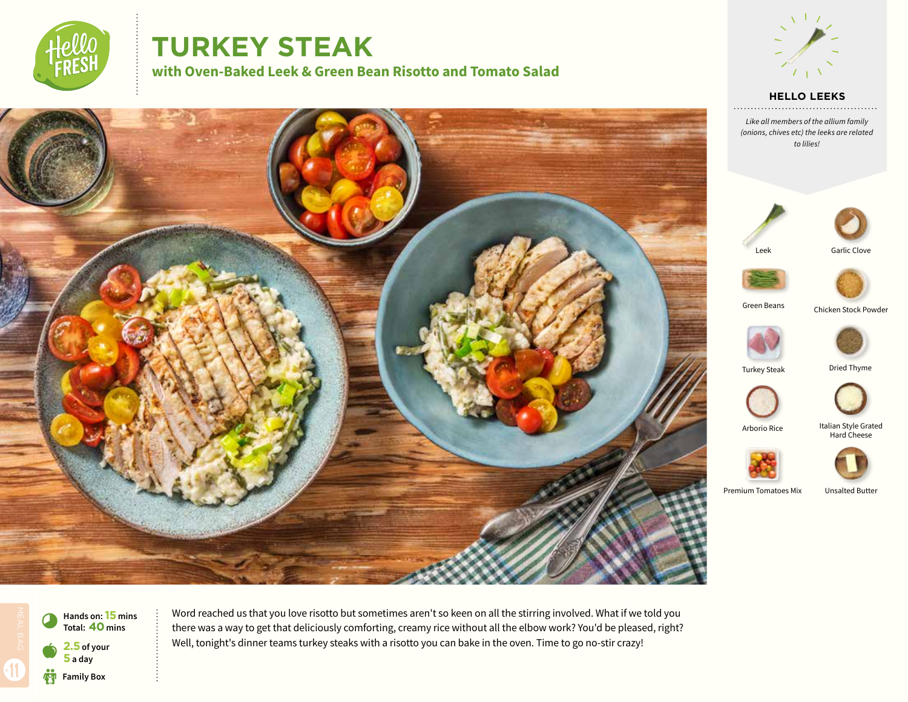# TURKEY STEAK

## with Oven-Baked Leek & Green Bean Risotto and Tomato Salad

### HELLO LEEKS

*Like all members of the allium family (onions, chives etc) the leeks are related to lilies!*

- Leek
- Garlic Clove
- Green Beans
- Chicken Stock Powder
- Turkey Steak
- Dried Thyme
- Arborio Rice
- Italian Style Grated Hard Cheese
- Premium Tomatoes Mix
- Unsalted Butter

**Hands on: 15 mins**
**Total: 40 mins**

**2.5 of your 5 a day**

**Family Box**

Word reached us that you love risotto but sometimes aren't so keen on all the stirring involved. What if we told you there was a way to get that deliciously comforting, creamy rice without all the elbow work? You'd be pleased, right? Well, tonight's dinner teams turkey steaks with a risotto you can bake in the oven. Time to go no-stir crazy!

MEAL BAG 11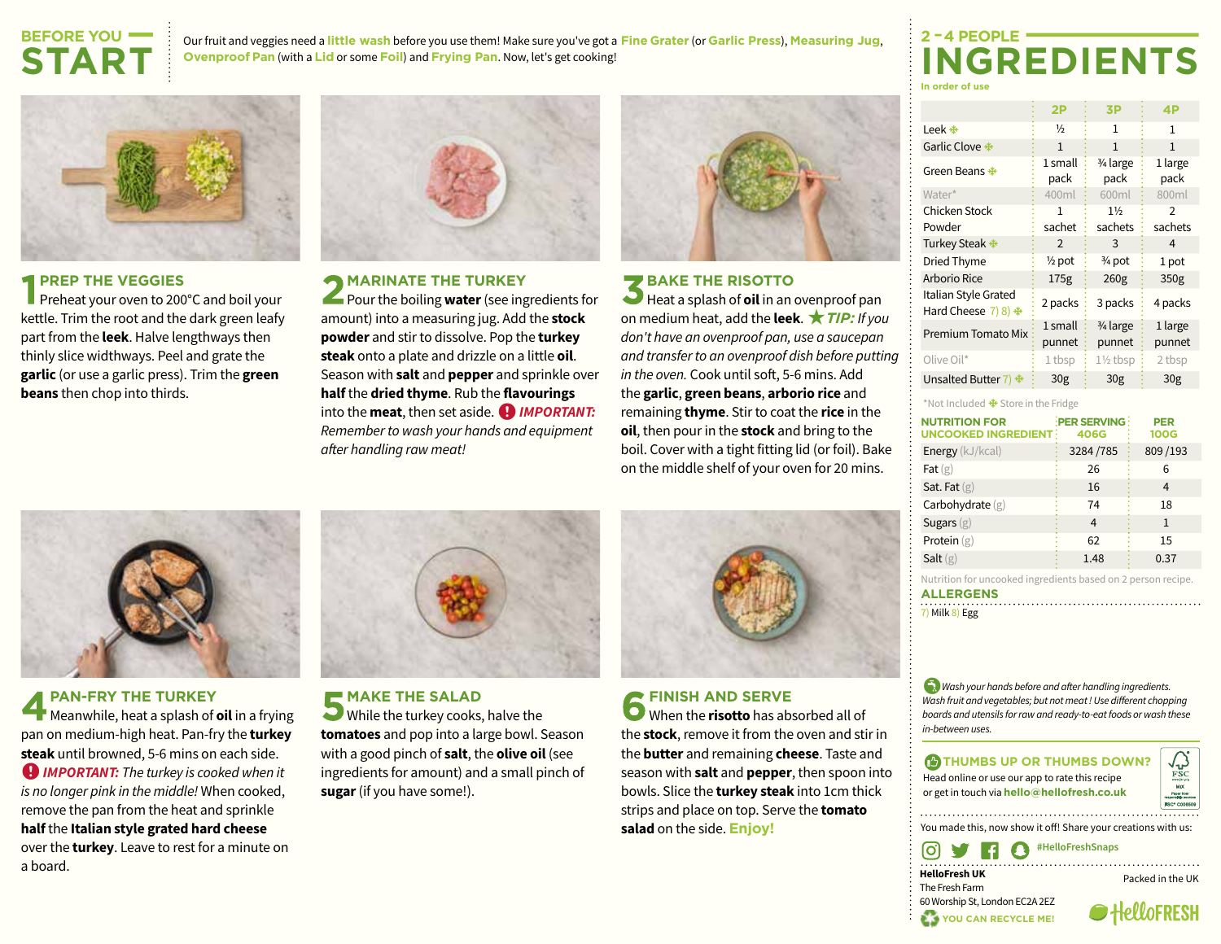## BEFORE YOU START

Our fruit and veggies need a **little wash** before you use them! Make sure you've got a **Fine Grater** (or **Garlic Press**), **Measuring Jug**, **Ovenproof Pan** (with a **Lid** or some **Foil**) and **Frying Pan**. Now, let's get cooking!

### 1 PREP THE VEGGIES

Preheat your oven to 200°C and boil your kettle. Trim the root and the dark green leafy part from the **leek**. Halve lengthways then thinly slice widthways. Peel and grate the **garlic** (or use a garlic press). Trim the **green beans** then chop into thirds.

### 2 MARINATE THE TURKEY

Pour the boiling **water** (see ingredients for amount) into a measuring jug. Add the **stock powder** and stir to dissolve. Pop the **turkey steak** onto a plate and drizzle on a little **oil**. Season with **salt** and **pepper** and sprinkle over **half** the **dried thyme**. Rub the **flavourings** into the **meat**, then set aside. ***IMPORTANT:*** *Remember to wash your hands and equipment after handling raw meat!*

### 3 BAKE THE RISOTTO

Heat a splash of **oil** in an ovenproof pan on medium heat, add the **leek**. ***TIP:*** *If you don't have an ovenproof pan, use a saucepan and transfer to an ovenproof dish before putting in the oven.* Cook until soft, 5-6 mins. Add the **garlic**, **green beans**, **arborio rice** and remaining **thyme**. Stir to coat the **rice** in the **oil**, then pour in the **stock** and bring to the boil. Cover with a tight fitting lid (or foil). Bake on the middle shelf of your oven for 20 mins.

### 4 PAN-FRY THE TURKEY

Meanwhile, heat a splash of **oil** in a frying pan on medium-high heat. Pan-fry the **turkey steak** until browned, 5-6 mins on each side. ***IMPORTANT:*** *The turkey is cooked when it is no longer pink in the middle!* When cooked, remove the pan from the heat and sprinkle **half** the **Italian style grated hard cheese** over the **turkey**. Leave to rest for a minute on a board.

### 5 MAKE THE SALAD

While the turkey cooks, halve the **tomatoes** and pop into a large bowl. Season with a good pinch of **salt**, the **olive oil** (see ingredients for amount) and a small pinch of **sugar** (if you have some!).

### 6 FINISH AND SERVE

When the **risotto** has absorbed all of the **stock**, remove it from the oven and stir in the **butter** and remaining **cheese**. Taste and season with **salt** and **pepper**, then spoon into bowls. Slice the **turkey steak** into 1cm thick strips and place on top. Serve the **tomato salad** on the side. **Enjoy!**

## 2 - 4 PEOPLE INGREDIENTS

In order of use

| | 2P | 3P | 4P |
|---|---|---|---|
| Leek ❄ | ½ | 1 | 1 |
| Garlic Clove ❄ | 1 | 1 | 1 |
| Green Beans ❄ | 1 small pack | ¾ large pack | 1 large pack |
| Water* | 400ml | 600ml | 800ml |
| Chicken Stock Powder | 1 sachet | 1½ sachets | 2 sachets |
| Turkey Steak ❄ | 2 | 3 | 4 |
| Dried Thyme | ½ pot | ¾ pot | 1 pot |
| Arborio Rice | 175g | 260g | 350g |
| Italian Style Grated Hard Cheese 7) 8) ❄ | 2 packs | 3 packs | 4 packs |
| Premium Tomato Mix | 1 small punnet | ¾ large punnet | 1 large punnet |
| Olive Oil* | 1 tbsp | 1½ tbsp | 2 tbsp |
| Unsalted Butter 7) ❄ | 30g | 30g | 30g |

*Not Included ❄ Store in the Fridge

| NUTRITION FOR UNCOOKED INGREDIENT | PER SERVING 406G | PER 100G |
|---|---|---|
| Energy (kJ/kcal) | 3284 /785 | 809 /193 |
| Fat (g) | 26 | 6 |
| Sat. Fat (g) | 16 | 4 |
| Carbohydrate (g) | 74 | 18 |
| Sugars (g) | 4 | 1 |
| Protein (g) | 62 | 15 |
| Salt (g) | 1.48 | 0.37 |

Nutrition for uncooked ingredients based on 2 person recipe.

**ALLERGENS**

7) Milk 8) Egg

*Wash your hands before and after handling ingredients. Wash fruit and vegetables; but not meat! Use different chopping boards and utensils for raw and ready-to-eat foods or wash these in-between uses.*

**THUMBS UP OR THUMBS DOWN?**

Head online or use our app to rate this recipe or get in touch via **hello@hellofresh.co.uk**

You made this, now show it off! Share your creations with us:

#HelloFreshSnaps

**HelloFresh UK**
The Fresh Farm
60 Worship St, London EC2A 2EZ

Packed in the UK

YOU CAN RECYCLE ME!